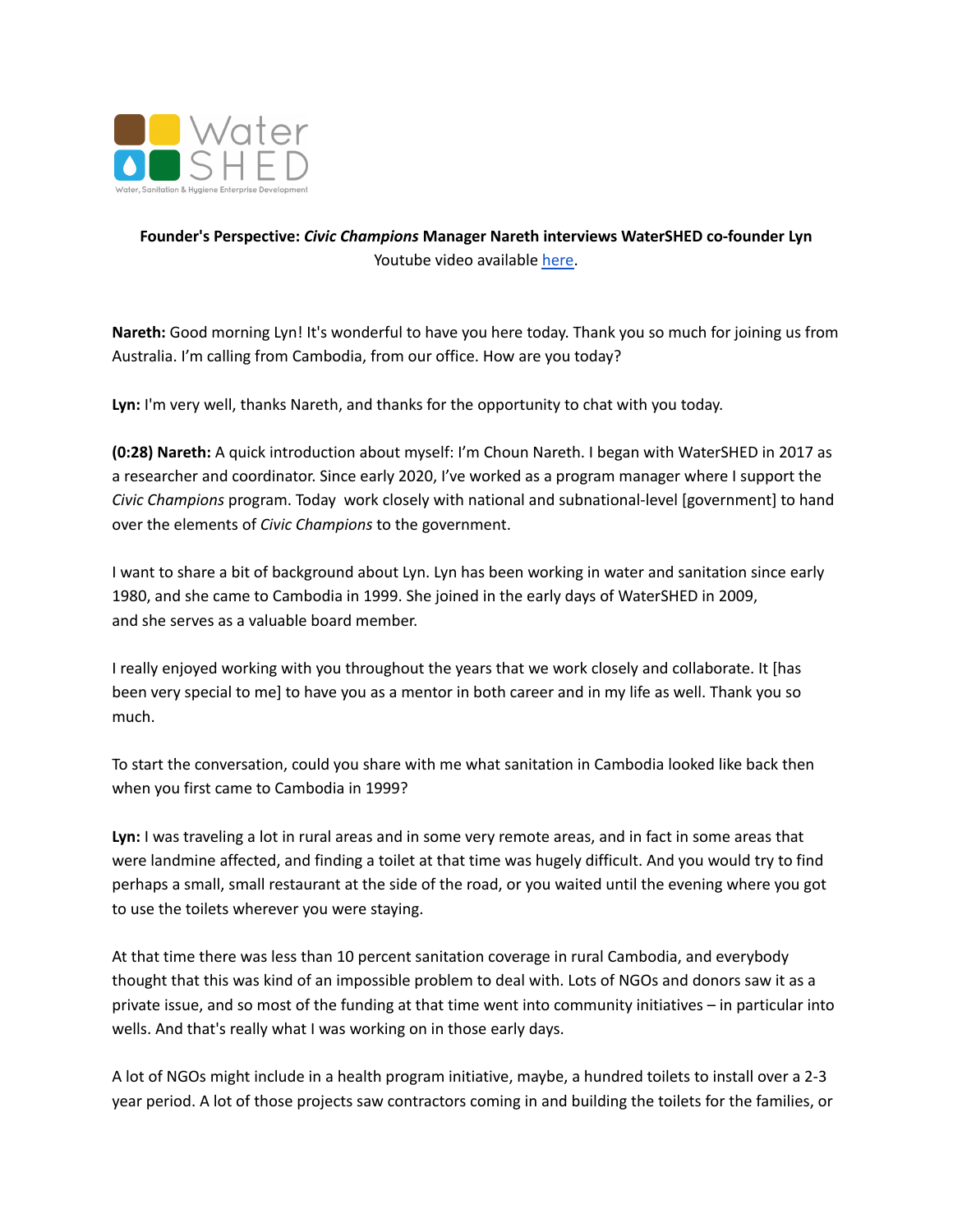**Founder's Perspective: *Civic Champions* Manager Nareth interviews WaterSHED co-founder Lyn**

Youtube video available here.

**Nareth:** Good morning Lyn! It's wonderful to have you here today. Thank you so much for joining us from Australia. I'm calling from Cambodia, from our office. How are you today?

**Lyn:** I'm very well, thanks Nareth, and thanks for the opportunity to chat with you today.

**(0:28) Nareth:** A quick introduction about myself: I'm Choun Nareth. I began with WaterSHED in 2017 as a researcher and coordinator. Since early 2020, I've worked as a program manager where I support the *Civic Champions* program. Today work closely with national and subnational-level [government] to hand over the elements of *Civic Champions* to the government.

I want to share a bit of background about Lyn. Lyn has been working in water and sanitation since early 1980, and she came to Cambodia in 1999. She joined in the early days of WaterSHED in 2009, and she serves as a valuable board member.

I really enjoyed working with you throughout the years that we work closely and collaborate. It [has been very special to me] to have you as a mentor in both career and in my life as well. Thank you so much.

To start the conversation, could you share with me what sanitation in Cambodia looked like back then when you first came to Cambodia in 1999?

**Lyn:** I was traveling a lot in rural areas and in some very remote areas, and in fact in some areas that were landmine affected, and finding a toilet at that time was hugely difficult. And you would try to find perhaps a small, small restaurant at the side of the road, or you waited until the evening where you got to use the toilets wherever you were staying.

At that time there was less than 10 percent sanitation coverage in rural Cambodia, and everybody thought that this was kind of an impossible problem to deal with. Lots of NGOs and donors saw it as a private issue, and so most of the funding at that time went into community initiatives – in particular into wells. And that's really what I was working on in those early days.

A lot of NGOs might include in a health program initiative, maybe, a hundred toilets to install over a 2-3 year period. A lot of those projects saw contractors coming in and building the toilets for the families, or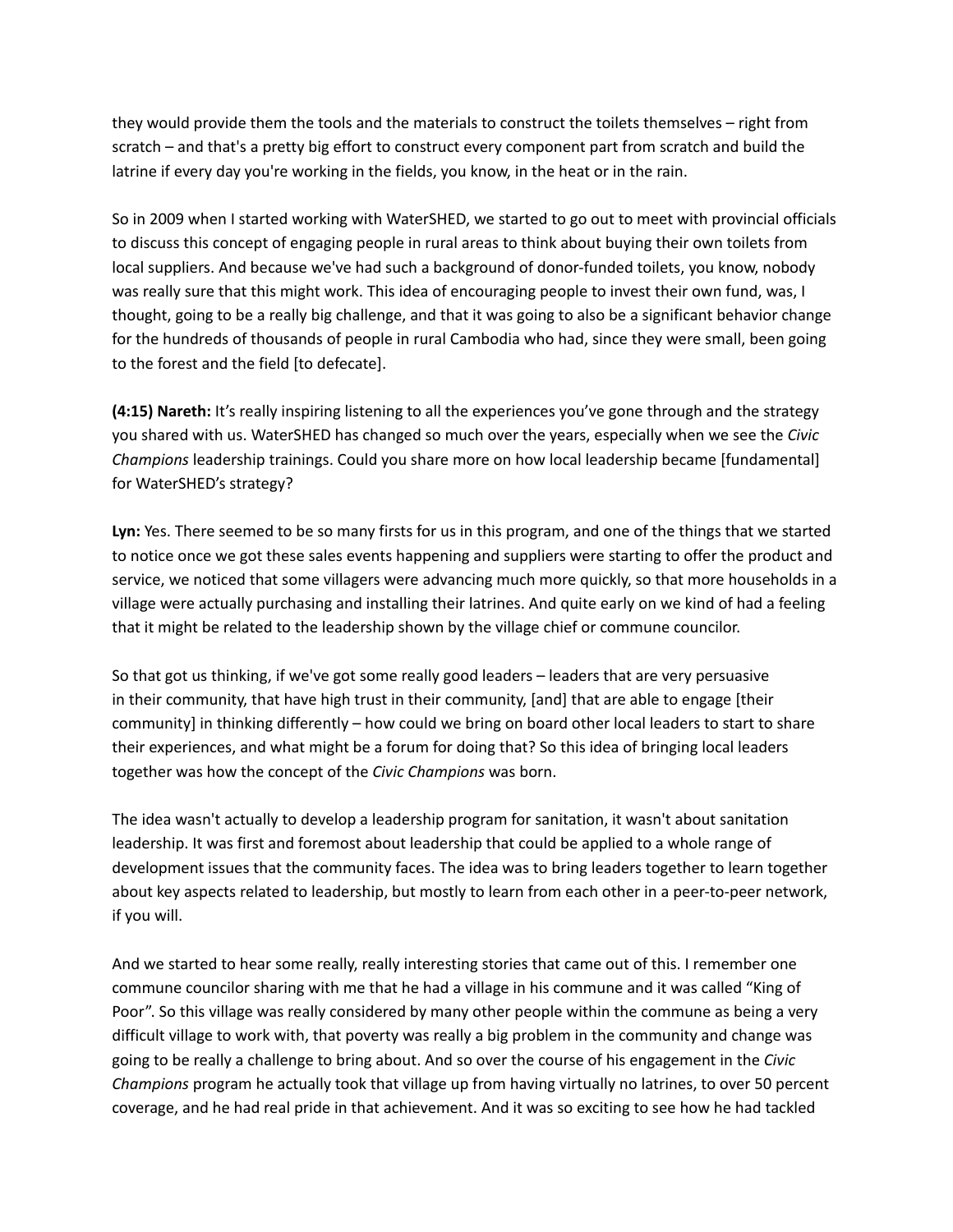they would provide them the tools and the materials to construct the toilets themselves – right from scratch – and that's a pretty big effort to construct every component part from scratch and build the latrine if every day you're working in the fields, you know, in the heat or in the rain.

So in 2009 when I started working with WaterSHED, we started to go out to meet with provincial officials to discuss this concept of engaging people in rural areas to think about buying their own toilets from local suppliers. And because we've had such a background of donor-funded toilets, you know, nobody was really sure that this might work. This idea of encouraging people to invest their own fund, was, I thought, going to be a really big challenge, and that it was going to also be a significant behavior change for the hundreds of thousands of people in rural Cambodia who had, since they were small, been going to the forest and the field [to defecate].

**(4:15) Nareth:** It's really inspiring listening to all the experiences you've gone through and the strategy you shared with us. WaterSHED has changed so much over the years, especially when we see the *Civic Champions* leadership trainings. Could you share more on how local leadership became [fundamental] for WaterSHED's strategy?

**Lyn:** Yes. There seemed to be so many firsts for us in this program, and one of the things that we started to notice once we got these sales events happening and suppliers were starting to offer the product and service, we noticed that some villagers were advancing much more quickly, so that more households in a village were actually purchasing and installing their latrines. And quite early on we kind of had a feeling that it might be related to the leadership shown by the village chief or commune councilor.

So that got us thinking, if we've got some really good leaders – leaders that are very persuasive in their community, that have high trust in their community, [and] that are able to engage [their community] in thinking differently – how could we bring on board other local leaders to start to share their experiences, and what might be a forum for doing that? So this idea of bringing local leaders together was how the concept of the *Civic Champions* was born.

The idea wasn't actually to develop a leadership program for sanitation, it wasn't about sanitation leadership. It was first and foremost about leadership that could be applied to a whole range of development issues that the community faces. The idea was to bring leaders together to learn together about key aspects related to leadership, but mostly to learn from each other in a peer-to-peer network, if you will.

And we started to hear some really, really interesting stories that came out of this. I remember one commune councilor sharing with me that he had a village in his commune and it was called "King of Poor". So this village was really considered by many other people within the commune as being a very difficult village to work with, that poverty was really a big problem in the community and change was going to be really a challenge to bring about. And so over the course of his engagement in the *Civic Champions* program he actually took that village up from having virtually no latrines, to over 50 percent coverage, and he had real pride in that achievement. And it was so exciting to see how he had tackled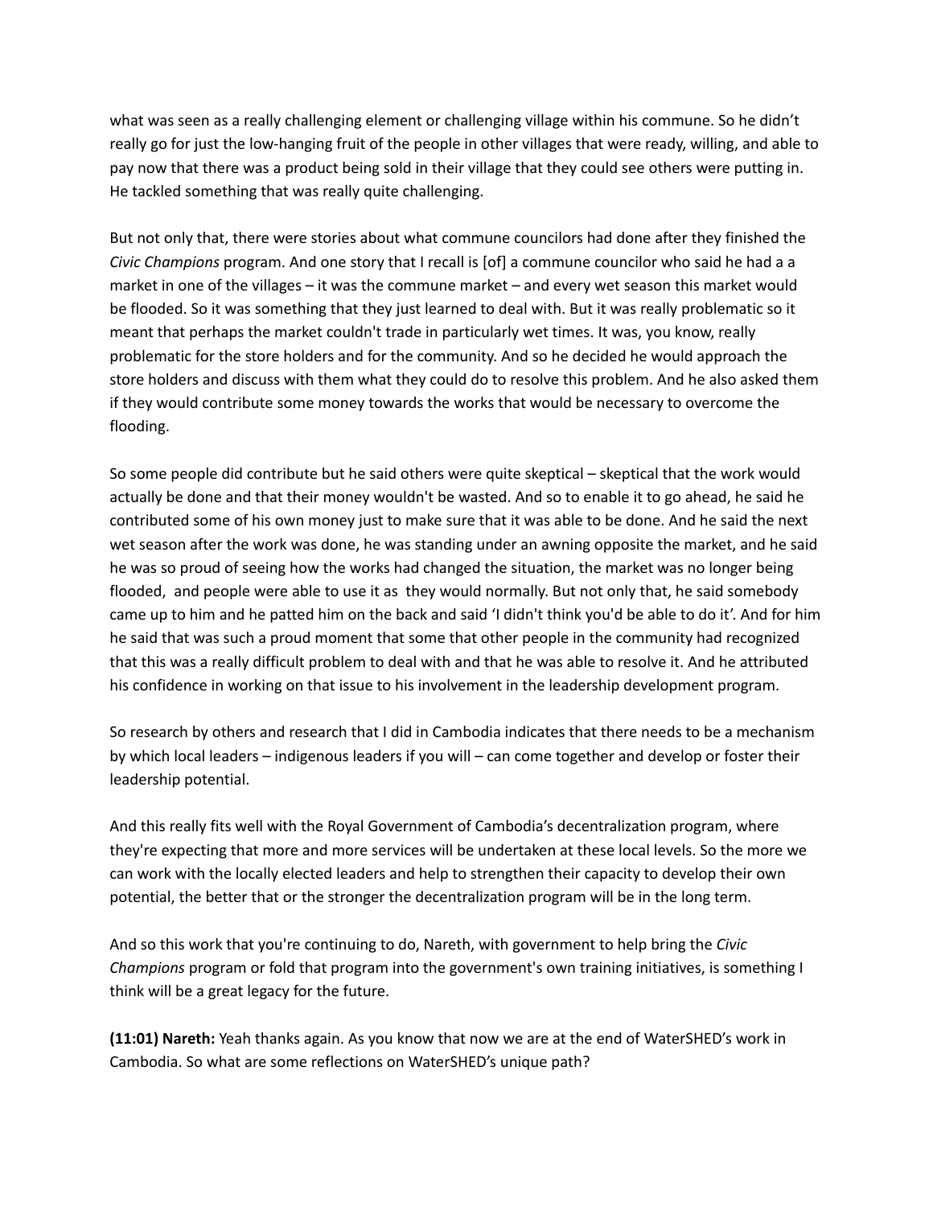what was seen as a really challenging element or challenging village within his commune. So he didn't really go for just the low-hanging fruit of the people in other villages that were ready, willing, and able to pay now that there was a product being sold in their village that they could see others were putting in. He tackled something that was really quite challenging.

But not only that, there were stories about what commune councilors had done after they finished the *Civic Champions* program. And one story that I recall is [of] a commune councilor who said he had a a market in one of the villages – it was the commune market – and every wet season this market would be flooded. So it was something that they just learned to deal with. But it was really problematic so it meant that perhaps the market couldn't trade in particularly wet times. It was, you know, really problematic for the store holders and for the community. And so he decided he would approach the store holders and discuss with them what they could do to resolve this problem. And he also asked them if they would contribute some money towards the works that would be necessary to overcome the flooding.

So some people did contribute but he said others were quite skeptical – skeptical that the work would actually be done and that their money wouldn't be wasted. And so to enable it to go ahead, he said he contributed some of his own money just to make sure that it was able to be done. And he said the next wet season after the work was done, he was standing under an awning opposite the market, and he said he was so proud of seeing how the works had changed the situation, the market was no longer being flooded, and people were able to use it as they would normally. But not only that, he said somebody came up to him and he patted him on the back and said 'I didn't think you'd be able to do it'. And for him he said that was such a proud moment that some that other people in the community had recognized that this was a really difficult problem to deal with and that he was able to resolve it. And he attributed his confidence in working on that issue to his involvement in the leadership development program.

So research by others and research that I did in Cambodia indicates that there needs to be a mechanism by which local leaders – indigenous leaders if you will – can come together and develop or foster their leadership potential.

And this really fits well with the Royal Government of Cambodia's decentralization program, where they're expecting that more and more services will be undertaken at these local levels. So the more we can work with the locally elected leaders and help to strengthen their capacity to develop their own potential, the better that or the stronger the decentralization program will be in the long term.

And so this work that you're continuing to do, Nareth, with government to help bring the *Civic Champions* program or fold that program into the government's own training initiatives, is something I think will be a great legacy for the future.

**(11:01) Nareth:** Yeah thanks again. As you know that now we are at the end of WaterSHED's work in Cambodia. So what are some reflections on WaterSHED's unique path?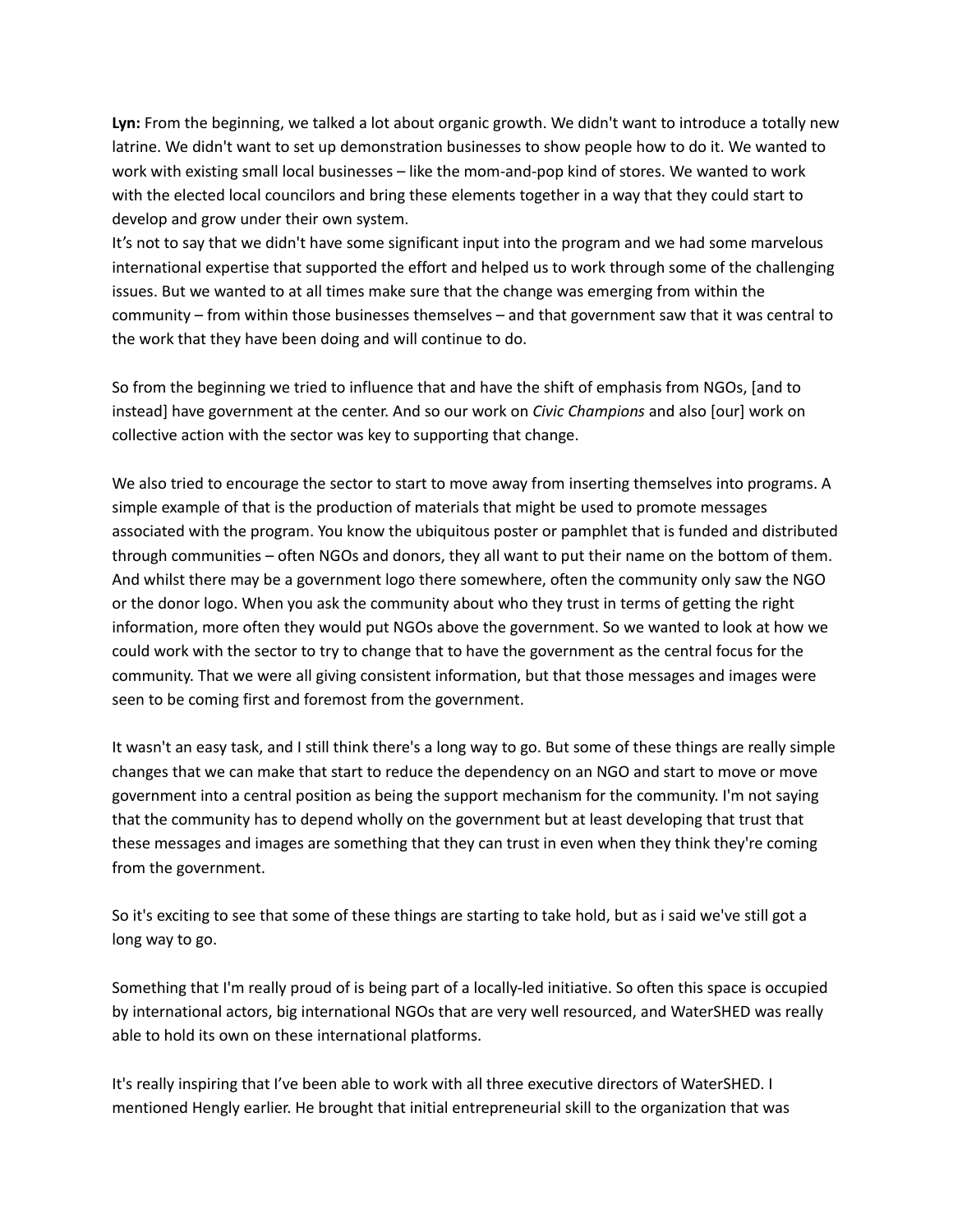**Lyn:** From the beginning, we talked a lot about organic growth. We didn't want to introduce a totally new latrine. We didn't want to set up demonstration businesses to show people how to do it. We wanted to work with existing small local businesses – like the mom-and-pop kind of stores. We wanted to work with the elected local councilors and bring these elements together in a way that they could start to develop and grow under their own system.
It's not to say that we didn't have some significant input into the program and we had some marvelous international expertise that supported the effort and helped us to work through some of the challenging issues. But we wanted to at all times make sure that the change was emerging from within the community – from within those businesses themselves – and that government saw that it was central to the work that they have been doing and will continue to do.

So from the beginning we tried to influence that and have the shift of emphasis from NGOs, [and to instead] have government at the center. And so our work on *Civic Champions* and also [our] work on collective action with the sector was key to supporting that change.

We also tried to encourage the sector to start to move away from inserting themselves into programs. A simple example of that is the production of materials that might be used to promote messages associated with the program. You know the ubiquitous poster or pamphlet that is funded and distributed through communities – often NGOs and donors, they all want to put their name on the bottom of them. And whilst there may be a government logo there somewhere, often the community only saw the NGO or the donor logo. When you ask the community about who they trust in terms of getting the right information, more often they would put NGOs above the government. So we wanted to look at how we could work with the sector to try to change that to have the government as the central focus for the community. That we were all giving consistent information, but that those messages and images were seen to be coming first and foremost from the government.

It wasn't an easy task, and I still think there's a long way to go. But some of these things are really simple changes that we can make that start to reduce the dependency on an NGO and start to move or move government into a central position as being the support mechanism for the community. I'm not saying that the community has to depend wholly on the government but at least developing that trust that these messages and images are something that they can trust in even when they think they're coming from the government.

So it's exciting to see that some of these things are starting to take hold, but as i said we've still got a long way to go.

Something that I'm really proud of is being part of a locally-led initiative. So often this space is occupied by international actors, big international NGOs that are very well resourced, and WaterSHED was really able to hold its own on these international platforms.

It's really inspiring that I've been able to work with all three executive directors of WaterSHED. I mentioned Hengly earlier. He brought that initial entrepreneurial skill to the organization that was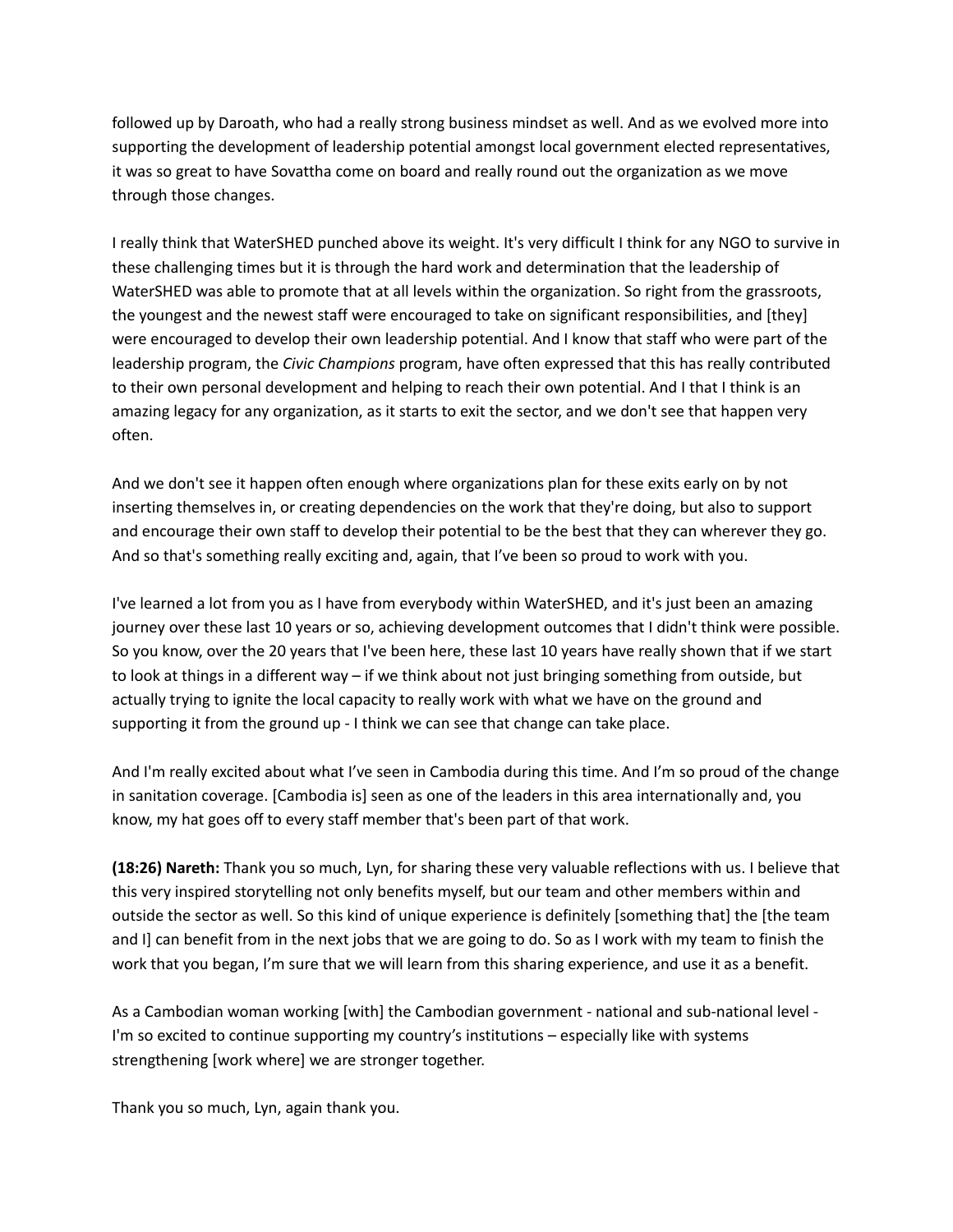followed up by Daroath, who had a really strong business mindset as well. And as we evolved more into supporting the development of leadership potential amongst local government elected representatives, it was so great to have Sovattha come on board and really round out the organization as we move through those changes.

I really think that WaterSHED punched above its weight. It's very difficult I think for any NGO to survive in these challenging times but it is through the hard work and determination that the leadership of WaterSHED was able to promote that at all levels within the organization. So right from the grassroots, the youngest and the newest staff were encouraged to take on significant responsibilities, and [they] were encouraged to develop their own leadership potential. And I know that staff who were part of the leadership program, the *Civic Champions* program, have often expressed that this has really contributed to their own personal development and helping to reach their own potential. And I that I think is an amazing legacy for any organization, as it starts to exit the sector, and we don't see that happen very often.

And we don't see it happen often enough where organizations plan for these exits early on by not inserting themselves in, or creating dependencies on the work that they're doing, but also to support and encourage their own staff to develop their potential to be the best that they can wherever they go. And so that's something really exciting and, again, that I've been so proud to work with you.

I've learned a lot from you as I have from everybody within WaterSHED, and it's just been an amazing journey over these last 10 years or so, achieving development outcomes that I didn't think were possible. So you know, over the 20 years that I've been here, these last 10 years have really shown that if we start to look at things in a different way – if we think about not just bringing something from outside, but actually trying to ignite the local capacity to really work with what we have on the ground and supporting it from the ground up - I think we can see that change can take place.

And I'm really excited about what I've seen in Cambodia during this time. And I'm so proud of the change in sanitation coverage. [Cambodia is] seen as one of the leaders in this area internationally and, you know, my hat goes off to every staff member that's been part of that work.

**(18:26) Nareth:** Thank you so much, Lyn, for sharing these very valuable reflections with us. I believe that this very inspired storytelling not only benefits myself, but our team and other members within and outside the sector as well. So this kind of unique experience is definitely [something that] the [the team and I] can benefit from in the next jobs that we are going to do. So as I work with my team to finish the work that you began, I'm sure that we will learn from this sharing experience, and use it as a benefit.

As a Cambodian woman working [with] the Cambodian government - national and sub-national level - I'm so excited to continue supporting my country's institutions – especially like with systems strengthening [work where] we are stronger together.

Thank you so much, Lyn, again thank you.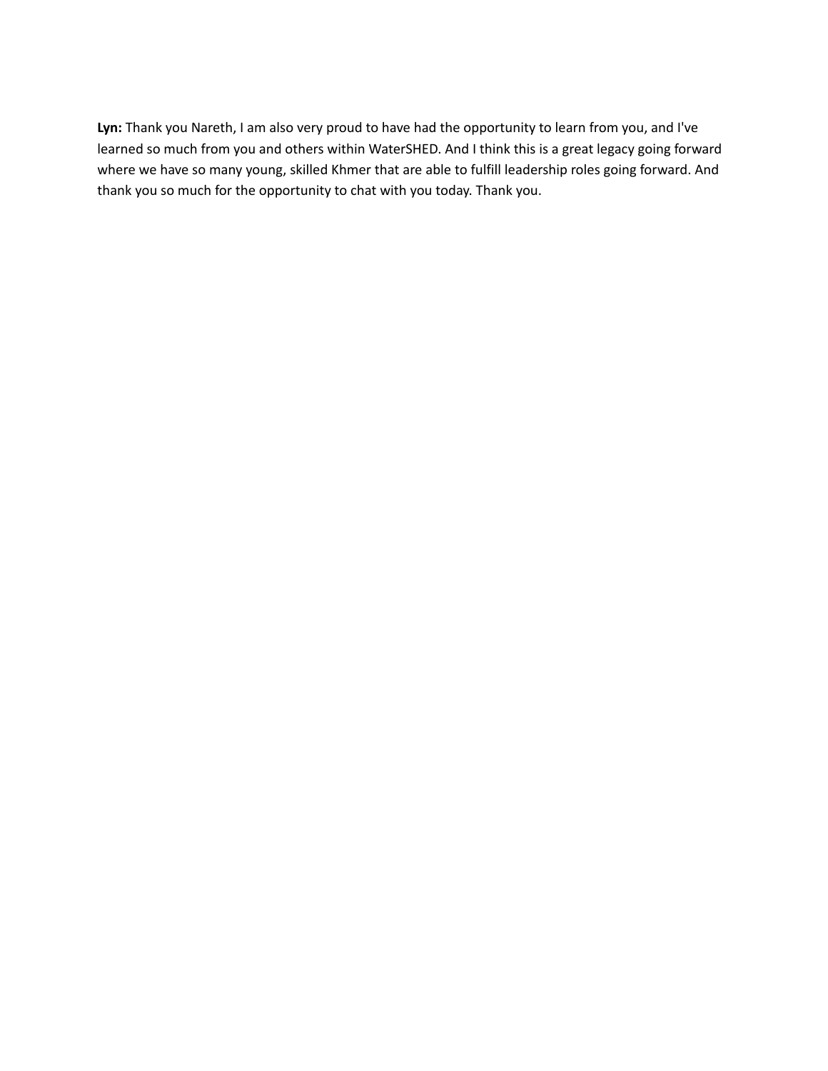**Lyn:** Thank you Nareth, I am also very proud to have had the opportunity to learn from you, and I've learned so much from you and others within WaterSHED. And I think this is a great legacy going forward where we have so many young, skilled Khmer that are able to fulfill leadership roles going forward. And thank you so much for the opportunity to chat with you today. Thank you.